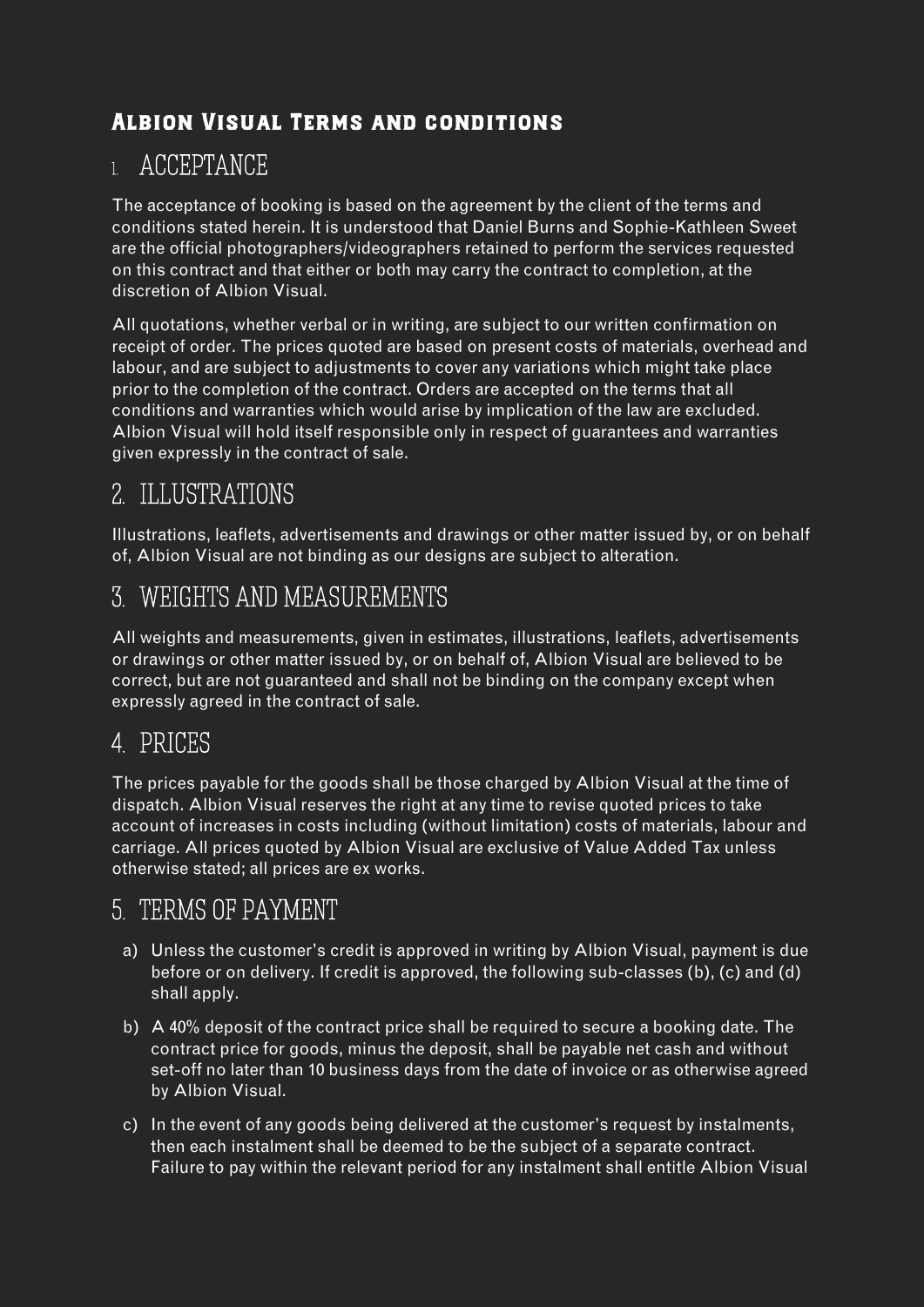# Albion Visual Terms and conditions

## 1. ACCEPTANCE

The acceptance of booking is based on the agreement by the client of the terms and conditions stated herein. It is understood that Daniel Burns and Sophie-Kathleen Sweet are the official photographers/videographers retained to perform the services requested on this contract and that either or both may carry the contract to completion, at the discretion of Albion Visual.

All quotations, whether verbal or in writing, are subject to our written confirmation on receipt of order. The prices quoted are based on present costs of materials, overhead and labour, and are subject to adjustments to cover any variations which might take place prior to the completion of the contract. Orders are accepted on the terms that all conditions and warranties which would arise by implication of the law are excluded. Albion Visual will hold itself responsible only in respect of guarantees and warranties given expressly in the contract of sale.

## 2. ILLUSTRATIONS

Illustrations, leaflets, advertisements and drawings or other matter issued by, or on behalf of, Albion Visual are not binding as our designs are subject to alteration.

## 3. WEIGHTS AND MEASUREMENTS

All weights and measurements, given in estimates, illustrations, leaflets, advertisements or drawings or other matter issued by, or on behalf of, Albion Visual are believed to be correct, but are not guaranteed and shall not be binding on the company except when expressly agreed in the contract of sale.

## 4. PRICES

The prices payable for the goods shall be those charged by Albion Visual at the time of dispatch. Albion Visual reserves the right at any time to revise quoted prices to take account of increases in costs including (without limitation) costs of materials, labour and carriage. All prices quoted by Albion Visual are exclusive of Value Added Tax unless otherwise stated; all prices are ex works.

## 5. TERMS OF PAYMENT

a) Unless the customer's credit is approved in writing by Albion Visual, payment is due before or on delivery. If credit is approved, the following sub-classes (b), (c) and (d) shall apply.

b) A 40% deposit of the contract price shall be required to secure a booking date. The contract price for goods, minus the deposit, shall be payable net cash and without set-off no later than 10 business days from the date of invoice or as otherwise agreed by Albion Visual.

c) In the event of any goods being delivered at the customer's request by instalments, then each instalment shall be deemed to be the subject of a separate contract. Failure to pay within the relevant period for any instalment shall entitle Albion Visual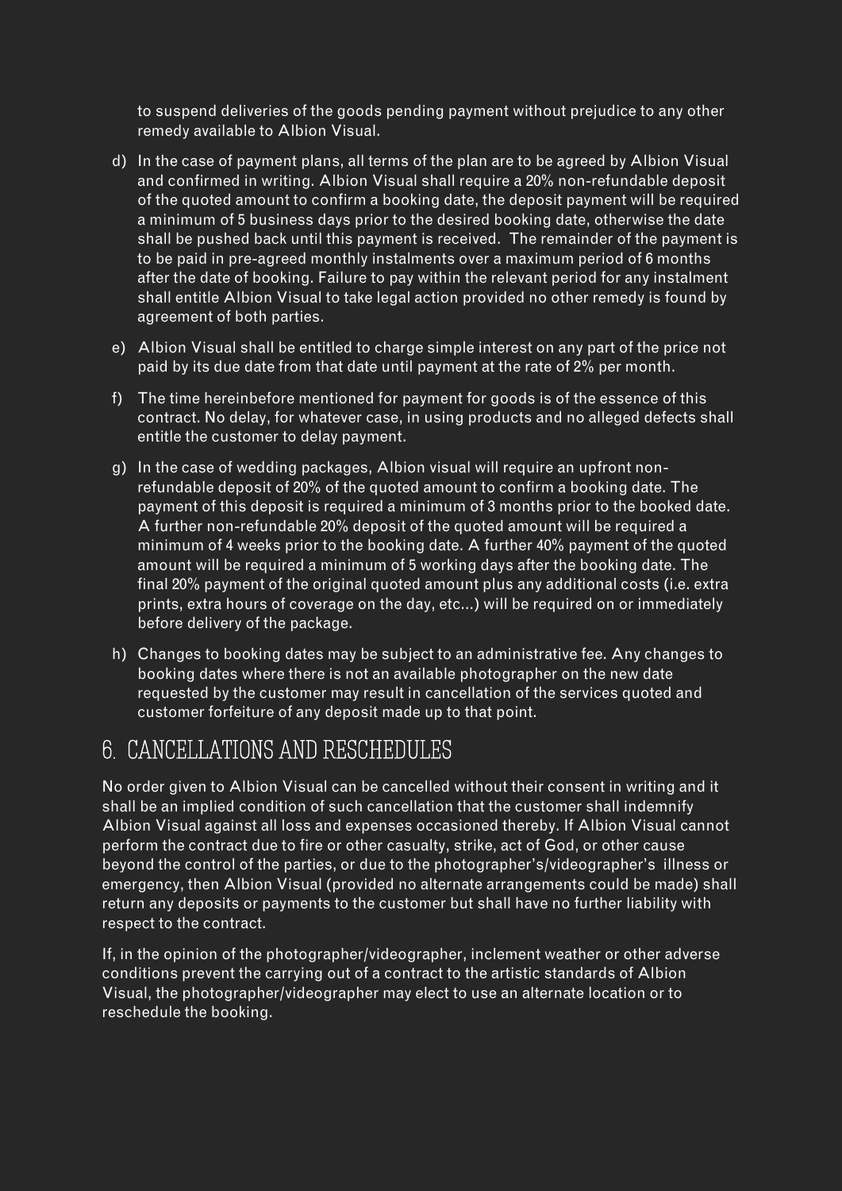to suspend deliveries of the goods pending payment without prejudice to any other remedy available to Albion Visual.

d) In the case of payment plans, all terms of the plan are to be agreed by Albion Visual and confirmed in writing. Albion Visual shall require a 20% non-refundable deposit of the quoted amount to confirm a booking date, the deposit payment will be required a minimum of 5 business days prior to the desired booking date, otherwise the date shall be pushed back until this payment is received. The remainder of the payment is to be paid in pre-agreed monthly instalments over a maximum period of 6 months after the date of booking. Failure to pay within the relevant period for any instalment shall entitle Albion Visual to take legal action provided no other remedy is found by agreement of both parties.

e) Albion Visual shall be entitled to charge simple interest on any part of the price not paid by its due date from that date until payment at the rate of 2% per month.

f) The time hereinbefore mentioned for payment for goods is of the essence of this contract. No delay, for whatever case, in using products and no alleged defects shall entitle the customer to delay payment.

g) In the case of wedding packages, Albion visual will require an upfront non-refundable deposit of 20% of the quoted amount to confirm a booking date. The payment of this deposit is required a minimum of 3 months prior to the booked date. A further non-refundable 20% deposit of the quoted amount will be required a minimum of 4 weeks prior to the booking date. A further 40% payment of the quoted amount will be required a minimum of 5 working days after the booking date. The final 20% payment of the original quoted amount plus any additional costs (i.e. extra prints, extra hours of coverage on the day, etc...) will be required on or immediately before delivery of the package.

h) Changes to booking dates may be subject to an administrative fee. Any changes to booking dates where there is not an available photographer on the new date requested by the customer may result in cancellation of the services quoted and customer forfeiture of any deposit made up to that point.

## 6. CANCELLATIONS AND RESCHEDULES

No order given to Albion Visual can be cancelled without their consent in writing and it shall be an implied condition of such cancellation that the customer shall indemnify Albion Visual against all loss and expenses occasioned thereby. If Albion Visual cannot perform the contract due to fire or other casualty, strike, act of God, or other cause beyond the control of the parties, or due to the photographer's/videographer's illness or emergency, then Albion Visual (provided no alternate arrangements could be made) shall return any deposits or payments to the customer but shall have no further liability with respect to the contract.

If, in the opinion of the photographer/videographer, inclement weather or other adverse conditions prevent the carrying out of a contract to the artistic standards of Albion Visual, the photographer/videographer may elect to use an alternate location or to reschedule the booking.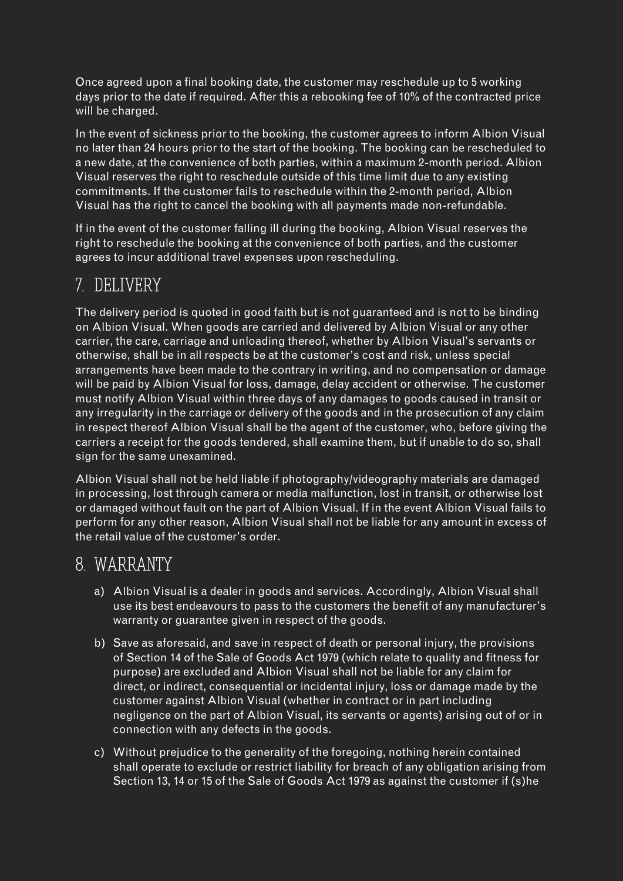Once agreed upon a final booking date, the customer may reschedule up to 5 working days prior to the date if required. After this a rebooking fee of 10% of the contracted price will be charged.

In the event of sickness prior to the booking, the customer agrees to inform Albion Visual no later than 24 hours prior to the start of the booking. The booking can be rescheduled to a new date, at the convenience of both parties, within a maximum 2-month period. Albion Visual reserves the right to reschedule outside of this time limit due to any existing commitments. If the customer fails to reschedule within the 2-month period, Albion Visual has the right to cancel the booking with all payments made non-refundable.

If in the event of the customer falling ill during the booking, Albion Visual reserves the right to reschedule the booking at the convenience of both parties, and the customer agrees to incur additional travel expenses upon rescheduling.

## 7. DELIVERY

The delivery period is quoted in good faith but is not guaranteed and is not to be binding on Albion Visual. When goods are carried and delivered by Albion Visual or any other carrier, the care, carriage and unloading thereof, whether by Albion Visual's servants or otherwise, shall be in all respects be at the customer's cost and risk, unless special arrangements have been made to the contrary in writing, and no compensation or damage will be paid by Albion Visual for loss, damage, delay accident or otherwise. The customer must notify Albion Visual within three days of any damages to goods caused in transit or any irregularity in the carriage or delivery of the goods and in the prosecution of any claim in respect thereof Albion Visual shall be the agent of the customer, who, before giving the carriers a receipt for the goods tendered, shall examine them, but if unable to do so, shall sign for the same unexamined.

Albion Visual shall not be held liable if photography/videography materials are damaged in processing, lost through camera or media malfunction, lost in transit, or otherwise lost or damaged without fault on the part of Albion Visual. If in the event Albion Visual fails to perform for any other reason, Albion Visual shall not be liable for any amount in excess of the retail value of the customer's order.

## 8. WARRANTY

a) Albion Visual is a dealer in goods and services. Accordingly, Albion Visual shall use its best endeavours to pass to the customers the benefit of any manufacturer's warranty or guarantee given in respect of the goods.

b) Save as aforesaid, and save in respect of death or personal injury, the provisions of Section 14 of the Sale of Goods Act 1979 (which relate to quality and fitness for purpose) are excluded and Albion Visual shall not be liable for any claim for direct, or indirect, consequential or incidental injury, loss or damage made by the customer against Albion Visual (whether in contract or in part including negligence on the part of Albion Visual, its servants or agents) arising out of or in connection with any defects in the goods.

c) Without prejudice to the generality of the foregoing, nothing herein contained shall operate to exclude or restrict liability for breach of any obligation arising from Section 13, 14 or 15 of the Sale of Goods Act 1979 as against the customer if (s)he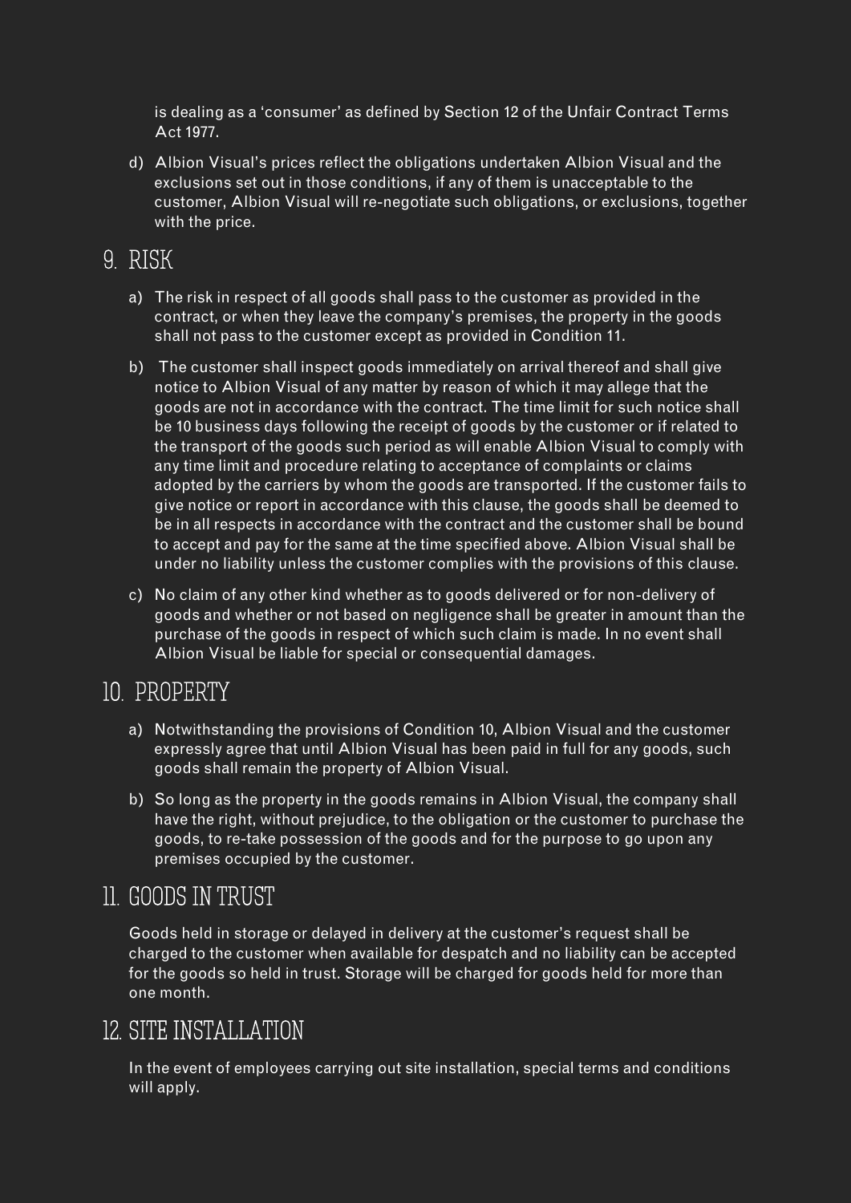is dealing as a 'consumer' as defined by Section 12 of the Unfair Contract Terms Act 1977.

d) Albion Visual's prices reflect the obligations undertaken Albion Visual and the exclusions set out in those conditions, if any of them is unacceptable to the customer, Albion Visual will re-negotiate such obligations, or exclusions, together with the price.

## 9. RISK

a) The risk in respect of all goods shall pass to the customer as provided in the contract, or when they leave the company's premises, the property in the goods shall not pass to the customer except as provided in Condition 11.

b) The customer shall inspect goods immediately on arrival thereof and shall give notice to Albion Visual of any matter by reason of which it may allege that the goods are not in accordance with the contract. The time limit for such notice shall be 10 business days following the receipt of goods by the customer or if related to the transport of the goods such period as will enable Albion Visual to comply with any time limit and procedure relating to acceptance of complaints or claims adopted by the carriers by whom the goods are transported. If the customer fails to give notice or report in accordance with this clause, the goods shall be deemed to be in all respects in accordance with the contract and the customer shall be bound to accept and pay for the same at the time specified above. Albion Visual shall be under no liability unless the customer complies with the provisions of this clause.

c) No claim of any other kind whether as to goods delivered or for non-delivery of goods and whether or not based on negligence shall be greater in amount than the purchase of the goods in respect of which such claim is made. In no event shall Albion Visual be liable for special or consequential damages.

## 10. PROPERTY

a) Notwithstanding the provisions of Condition 10, Albion Visual and the customer expressly agree that until Albion Visual has been paid in full for any goods, such goods shall remain the property of Albion Visual.

b) So long as the property in the goods remains in Albion Visual, the company shall have the right, without prejudice, to the obligation or the customer to purchase the goods, to re-take possession of the goods and for the purpose to go upon any premises occupied by the customer.

## 11. GOODS IN TRUST

Goods held in storage or delayed in delivery at the customer's request shall be charged to the customer when available for despatch and no liability can be accepted for the goods so held in trust. Storage will be charged for goods held for more than one month.

## 12. SITE INSTALLATION

In the event of employees carrying out site installation, special terms and conditions will apply.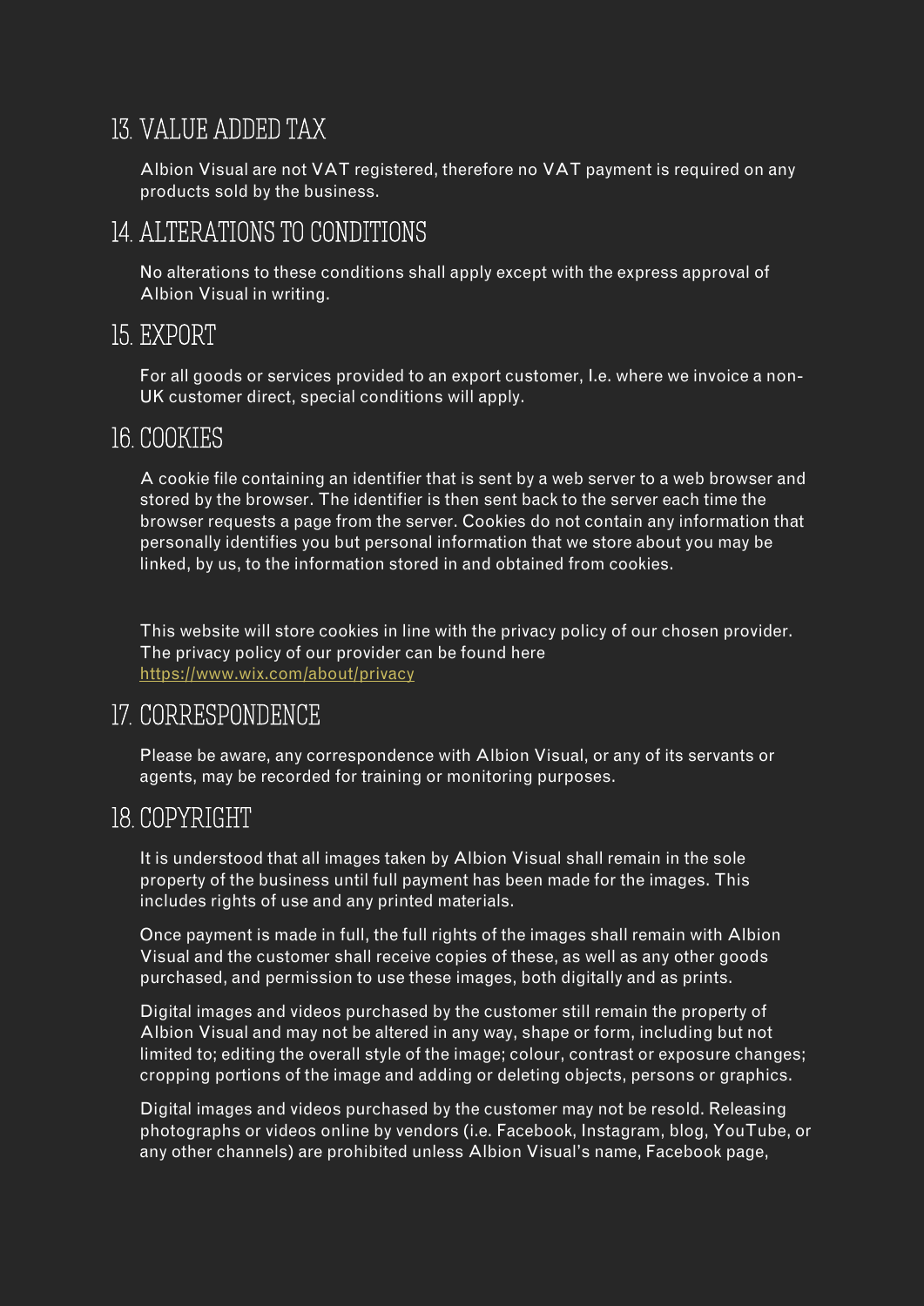## 13. VALUE ADDED TAX

Albion Visual are not VAT registered, therefore no VAT payment is required on any products sold by the business.

## 14. ALTERATIONS TO CONDITIONS

No alterations to these conditions shall apply except with the express approval of Albion Visual in writing.

## 15. EXPORT

For all goods or services provided to an export customer, I.e. where we invoice a non-UK customer direct, special conditions will apply.

## 16. COOKIES

A cookie file containing an identifier that is sent by a web server to a web browser and stored by the browser. The identifier is then sent back to the server each time the browser requests a page from the server. Cookies do not contain any information that personally identifies you but personal information that we store about you may be linked, by us, to the information stored in and obtained from cookies.

This website will store cookies in line with the privacy policy of our chosen provider. The privacy policy of our provider can be found here https://www.wix.com/about/privacy

## 17. CORRESPONDENCE

Please be aware, any correspondence with Albion Visual, or any of its servants or agents, may be recorded for training or monitoring purposes.

## 18. COPYRIGHT

It is understood that all images taken by Albion Visual shall remain in the sole property of the business until full payment has been made for the images. This includes rights of use and any printed materials.

Once payment is made in full, the full rights of the images shall remain with Albion Visual and the customer shall receive copies of these, as well as any other goods purchased, and permission to use these images, both digitally and as prints.

Digital images and videos purchased by the customer still remain the property of Albion Visual and may not be altered in any way, shape or form, including but not limited to; editing the overall style of the image; colour, contrast or exposure changes; cropping portions of the image and adding or deleting objects, persons or graphics.

Digital images and videos purchased by the customer may not be resold. Releasing photographs or videos online by vendors (i.e. Facebook, Instagram, blog, YouTube, or any other channels) are prohibited unless Albion Visual's name, Facebook page,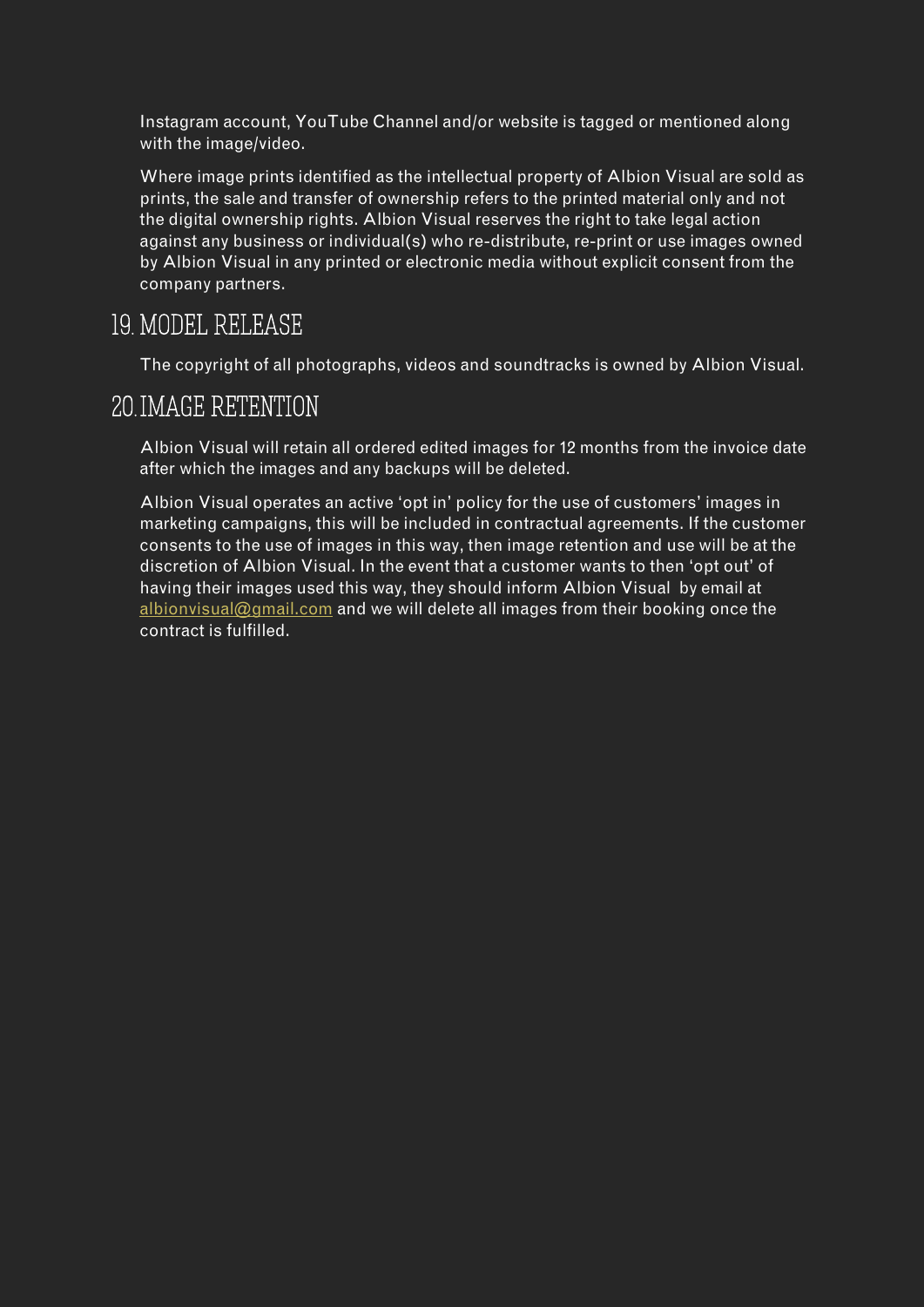Instagram account, YouTube Channel and/or website is tagged or mentioned along with the image/video.

Where image prints identified as the intellectual property of Albion Visual are sold as prints, the sale and transfer of ownership refers to the printed material only and not the digital ownership rights. Albion Visual reserves the right to take legal action against any business or individual(s) who re-distribute, re-print or use images owned by Albion Visual in any printed or electronic media without explicit consent from the company partners.

## 19. MODEL RELEASE

The copyright of all photographs, videos and soundtracks is owned by Albion Visual.

## 20. IMAGE RETENTION

Albion Visual will retain all ordered edited images for 12 months from the invoice date after which the images and any backups will be deleted.

Albion Visual operates an active 'opt in' policy for the use of customers' images in marketing campaigns, this will be included in contractual agreements. If the customer consents to the use of images in this way, then image retention and use will be at the discretion of Albion Visual. In the event that a customer wants to then 'opt out' of having their images used this way, they should inform Albion Visual by email at albionvisual@gmail.com and we will delete all images from their booking once the contract is fulfilled.